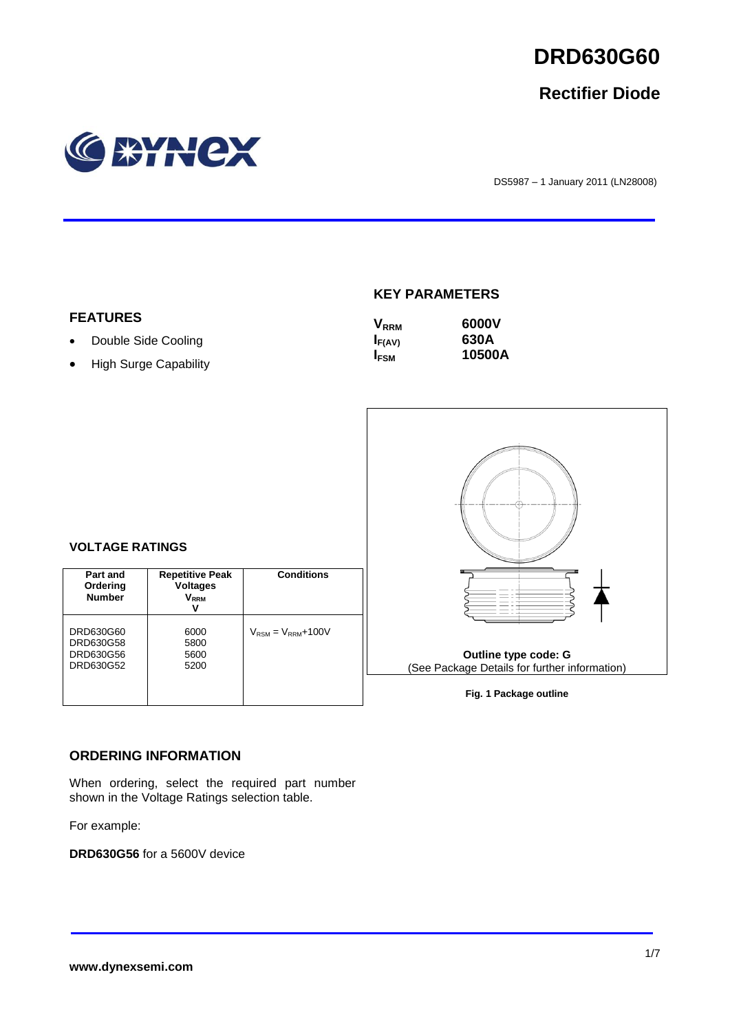# DRD630G60

## Rectifier Diode

DS5987 – 1 January 2011 (LN28008)

## FEATURES

- Double Side Cooling
- High Surge Capability

## KEY PARAMETERS

| | |
|---|---|
| $V_{RRM}$ | **6000V** |
| $I_{F(AV)}$ | **630A** |
| $I_{FSM}$ | **10500A** |

## VOLTAGE RATINGS

| Part and Ordering Number | Repetitive Peak Voltages $V_{RRM}$ V | Conditions |
|---|---|---|
| DRD630G60<br>DRD630G58<br>DRD630G56<br>DRD630G52 | 6000<br>5800<br>5600<br>5200 | $V_{RSM} = V_{RRM}$+100V |

**Outline type code: G**

(See Package Details for further information)

**Fig. 1 Package outline**

## ORDERING INFORMATION

When ordering, select the required part number shown in the Voltage Ratings selection table.

For example:

**DRD630G56** for a 5600V device

**www.dynexsemi.com**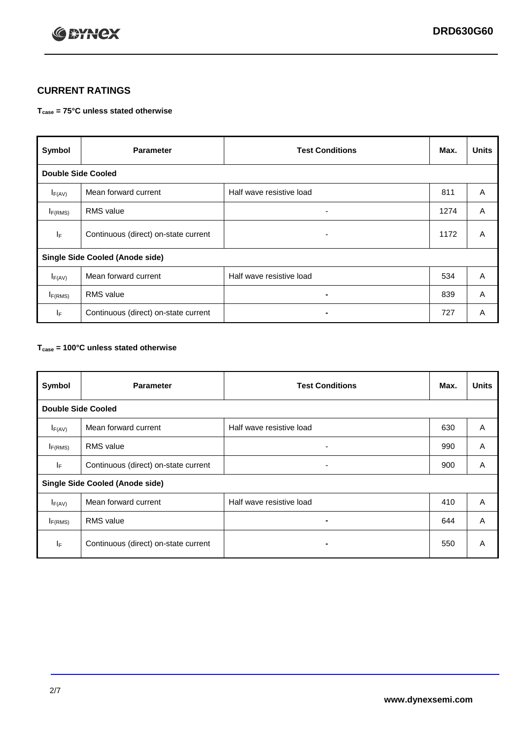## CURRENT RATINGS

**$T_{case}$ = 75°C unless stated otherwise**

| Symbol | Parameter | Test Conditions | Max. | Units |
|---|---|---|---|---|
| **Double Side Cooled** | | | | |
| $I_{F(AV)}$ | Mean forward current | Half wave resistive load | 811 | A |
| $I_{F(RMS)}$ | RMS value | - | 1274 | A |
| $I_F$ | Continuous (direct) on-state current | - | 1172 | A |
| **Single Side Cooled (Anode side)** | | | | |
| $I_{F(AV)}$ | Mean forward current | Half wave resistive load | 534 | A |
| $I_{F(RMS)}$ | RMS value | - | 839 | A |
| $I_F$ | Continuous (direct) on-state current | - | 727 | A |

**$T_{case}$ = 100°C unless stated otherwise**

| Symbol | Parameter | Test Conditions | Max. | Units |
|---|---|---|---|---|
| **Double Side Cooled** | | | | |
| $I_{F(AV)}$ | Mean forward current | Half wave resistive load | 630 | A |
| $I_{F(RMS)}$ | RMS value | - | 990 | A |
| $I_F$ | Continuous (direct) on-state current | - | 900 | A |
| **Single Side Cooled (Anode side)** | | | | |
| $I_{F(AV)}$ | Mean forward current | Half wave resistive load | 410 | A |
| $I_{F(RMS)}$ | RMS value | - | 644 | A |
| $I_F$ | Continuous (direct) on-state current | - | 550 | A |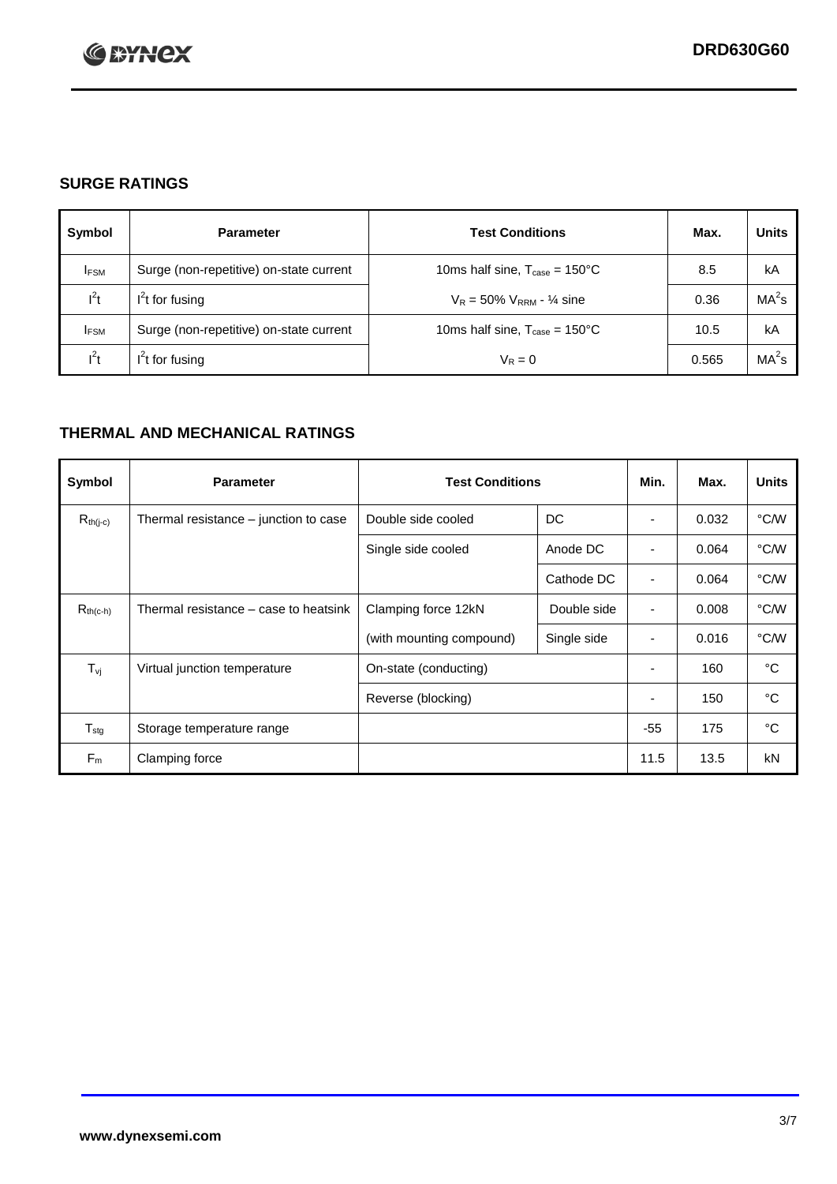## SURGE RATINGS

| Symbol | Parameter | Test Conditions | Max. | Units |
|---|---|---|---|---|
| $I_{FSM}$ | Surge (non-repetitive) on-state current | 10ms half sine, $T_{case}$ = 150°C | 8.5 | kA |
| $I^2t$ | $I^2t$ for fusing | $V_R$ = 50% $V_{RRM}$ - ¼ sine | 0.36 | $MA^2s$ |
| $I_{FSM}$ | Surge (non-repetitive) on-state current | 10ms half sine, $T_{case}$ = 150°C | 10.5 | kA |
| $I^2t$ | $I^2t$ for fusing | $V_R$ = 0 | 0.565 | $MA^2s$ |

## THERMAL AND MECHANICAL RATINGS

| Symbol | Parameter | Test Conditions | | Min. | Max. | Units |
|---|---|---|---|---|---|---|
| $R_{th(j-c)}$ | Thermal resistance – junction to case | Double side cooled | DC | - | 0.032 | °C/W |
| | | Single side cooled | Anode DC | - | 0.064 | °C/W |
| | | | Cathode DC | - | 0.064 | °C/W |
| $R_{th(c-h)}$ | Thermal resistance – case to heatsink | Clamping force 12kN | Double side | - | 0.008 | °C/W |
| | | (with mounting compound) | Single side | - | 0.016 | °C/W |
| $T_{vj}$ | Virtual junction temperature | On-state (conducting) | | - | 160 | °C |
| | | Reverse (blocking) | | - | 150 | °C |
| $T_{stg}$ | Storage temperature range | | | -55 | 175 | °C |
| $F_m$ | Clamping force | | | 11.5 | 13.5 | kN |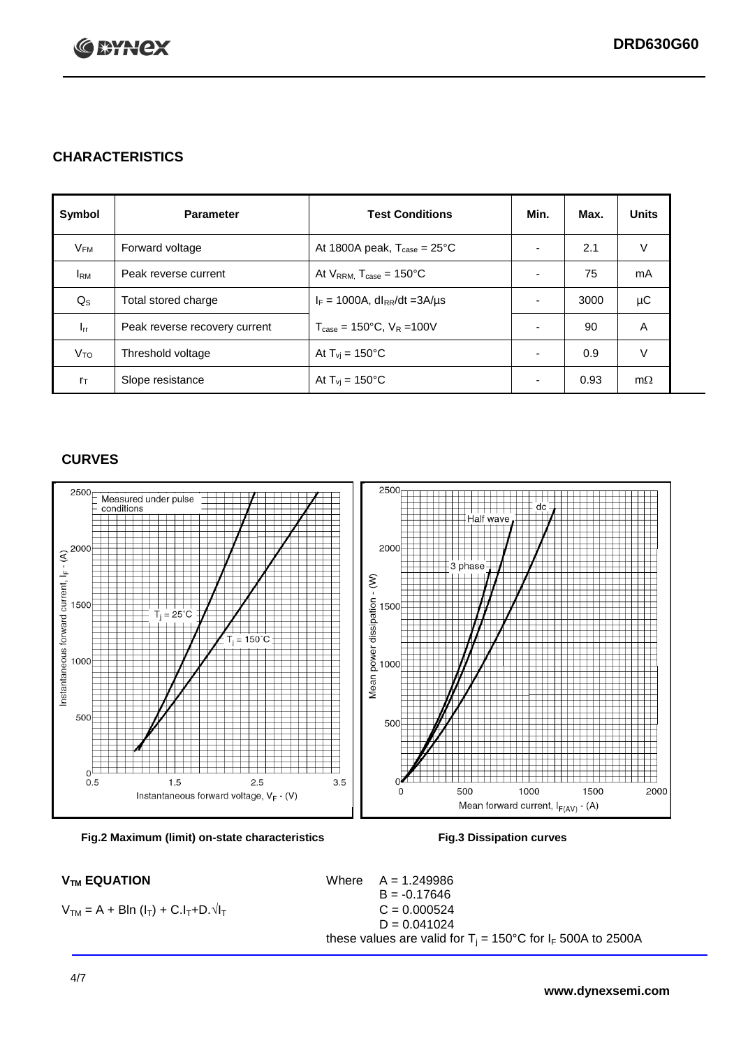## CHARACTERISTICS

| Symbol | Parameter | Test Conditions | Min. | Max. | Units |
|---|---|---|---|---|---|
| $V_{FM}$ | Forward voltage | At 1800A peak, $T_{case}$ = 25°C | - | 2.1 | V |
| $I_{RM}$ | Peak reverse current | At $V_{RRM}$, $T_{case}$ = 150°C | - | 75 | mA |
| $Q_S$ | Total stored charge | $I_F$ = 1000A, $dI_{RR}/dt$ =3A/µs | - | 3000 | µC |
| $I_{rr}$ | Peak reverse recovery current | $T_{case}$ = 150°C, $V_R$ =100V | - | 90 | A |
| $V_{TO}$ | Threshold voltage | At $T_{vj}$ = 150°C | - | 0.9 | V |
| $r_T$ | Slope resistance | At $T_{vj}$ = 150°C | - | 0.93 | mΩ |

## CURVES

Fig.2 Maximum (limit) on-state characteristics

Fig.3 Dissipation curves

**$V_{TM}$ EQUATION**

$V_{TM} = A + B\ln(I_T) + C.I_T + D.\sqrt{I_T}$

Where
- A = 1.249986
- B = -0.17646
- C = 0.000524
- D = 0.041024

these values are valid for $T_j$ = 150°C for $I_F$ 500A to 2500A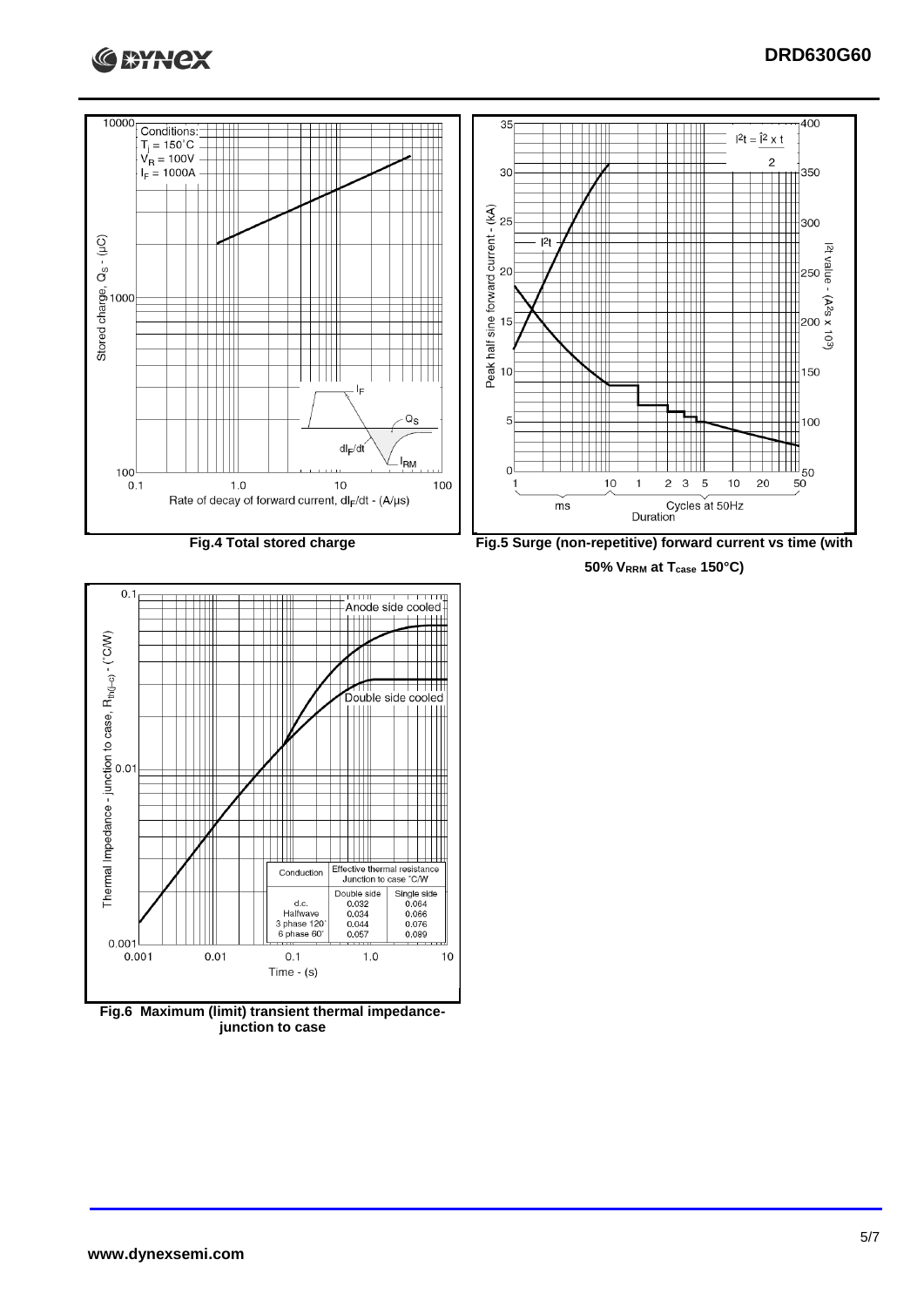Fig.4 Total stored charge

Fig.5 Surge (non-repetitive) forward current vs time (with 50% $V_{RRM}$ at $T_{case}$ 150°C)

| Conduction | Effective thermal resistance Junction to case °C/W | |
|---|---|---|
| | Double side | Single side |
| d.c. | 0.032 | 0.064 |
| Halfwave | 0.034 | 0.066 |
| 3 phase 120° | 0.044 | 0.076 |
| 6 phase 60° | 0.057 | 0.089 |

Fig.6 Maximum (limit) transient thermal impedance-junction to case

www.dynexsemi.com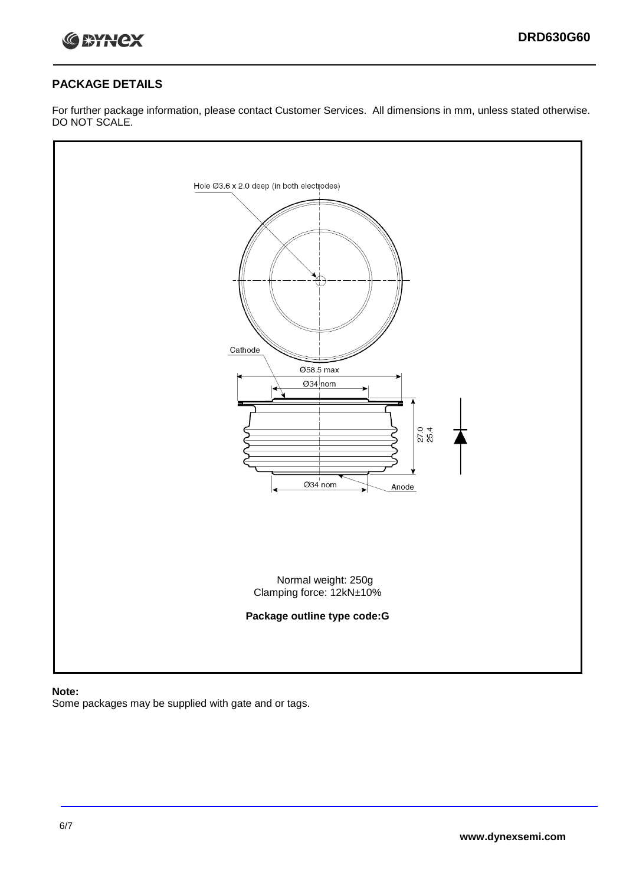## PACKAGE DETAILS

For further package information, please contact Customer Services. All dimensions in mm, unless stated otherwise. DO NOT SCALE.

Hole Ø3.6 x 2.0 deep (in both electrodes)

Cathode

Ø58.5 max

Ø34 nom

27.0
25.4

Ø34 nom

Anode

Normal weight: 250g
Clamping force: 12kN±10%

**Package outline type code:G**

**Note:**
Some packages may be supplied with gate and or tags.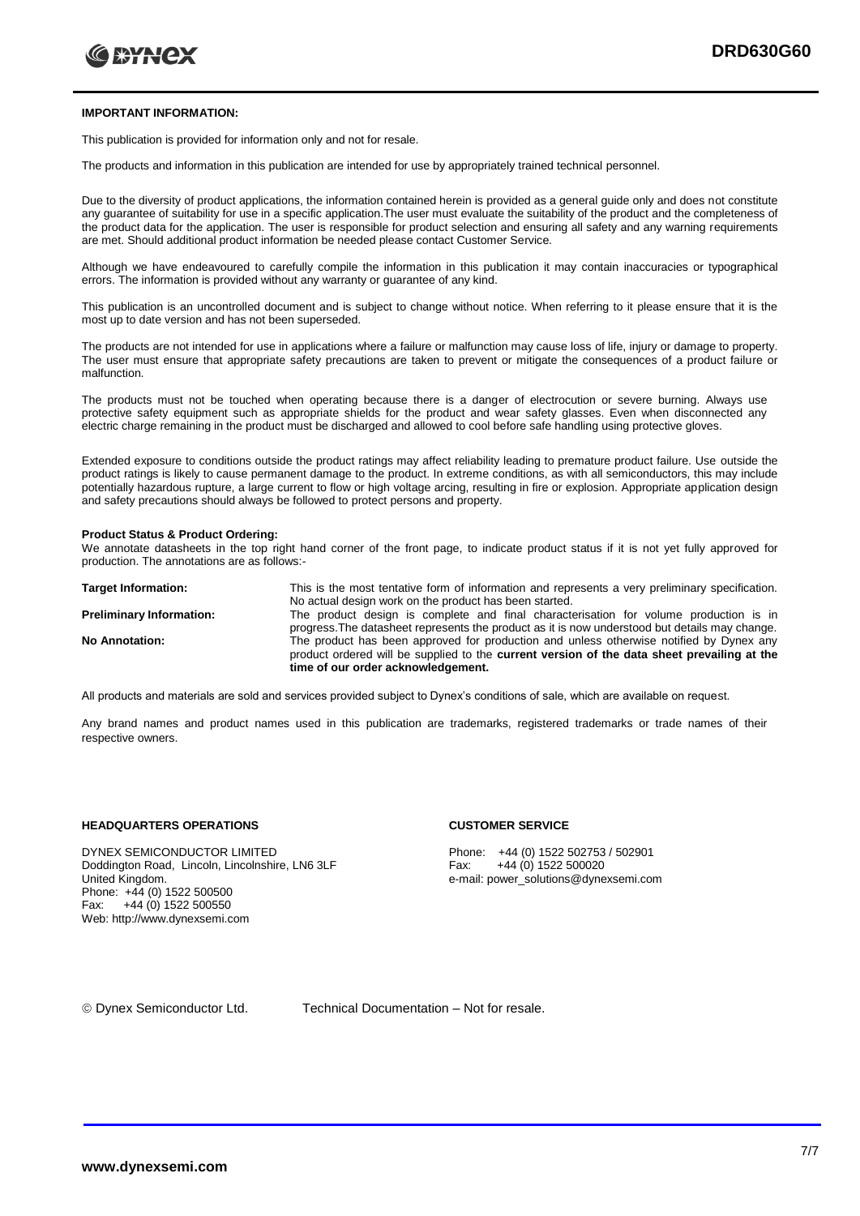**IMPORTANT INFORMATION:**

This publication is provided for information only and not for resale.

The products and information in this publication are intended for use by appropriately trained technical personnel.

Due to the diversity of product applications, the information contained herein is provided as a general guide only and does not constitute any guarantee of suitability for use in a specific application.The user must evaluate the suitability of the product and the completeness of the product data for the application. The user is responsible for product selection and ensuring all safety and any warning requirements are met. Should additional product information be needed please contact Customer Service.

Although we have endeavoured to carefully compile the information in this publication it may contain inaccuracies or typographical errors. The information is provided without any warranty or guarantee of any kind.

This publication is an uncontrolled document and is subject to change without notice. When referring to it please ensure that it is the most up to date version and has not been superseded.

The products are not intended for use in applications where a failure or malfunction may cause loss of life, injury or damage to property. The user must ensure that appropriate safety precautions are taken to prevent or mitigate the consequences of a product failure or malfunction.

The products must not be touched when operating because there is a danger of electrocution or severe burning. Always use protective safety equipment such as appropriate shields for the product and wear safety glasses. Even when disconnected any electric charge remaining in the product must be discharged and allowed to cool before safe handling using protective gloves.

Extended exposure to conditions outside the product ratings may affect reliability leading to premature product failure. Use outside the product ratings is likely to cause permanent damage to the product. In extreme conditions, as with all semiconductors, this may include potentially hazardous rupture, a large current to flow or high voltage arcing, resulting in fire or explosion. Appropriate application design and safety precautions should always be followed to protect persons and property.

**Product Status & Product Ordering:**

We annotate datasheets in the top right hand corner of the front page, to indicate product status if it is not yet fully approved for production. The annotations are as follows:-

| | |
|---|---|
| **Target Information:** | This is the most tentative form of information and represents a very preliminary specification. No actual design work on the product has been started. |
| **Preliminary Information:** | The product design is complete and final characterisation for volume production is in progress.The datasheet represents the product as it is now understood but details may change. |
| **No Annotation:** | The product has been approved for production and unless otherwise notified by Dynex any product ordered will be supplied to the **current version of the data sheet prevailing at the time of our order acknowledgement.** |

All products and materials are sold and services provided subject to Dynex's conditions of sale, which are available on request.

Any brand names and product names used in this publication are trademarks, registered trademarks or trade names of their respective owners.

**HEADQUARTERS OPERATIONS**

DYNEX SEMICONDUCTOR LIMITED
Doddington Road, Lincoln, Lincolnshire, LN6 3LF
United Kingdom.
Phone: +44 (0) 1522 500500
Fax: +44 (0) 1522 500550
Web: http://www.dynexsemi.com

**CUSTOMER SERVICE**

Phone: +44 (0) 1522 502753 / 502901
Fax: +44 (0) 1522 500020
e-mail: power_solutions@dynexsemi.com

© Dynex Semiconductor Ltd. Technical Documentation – Not for resale.